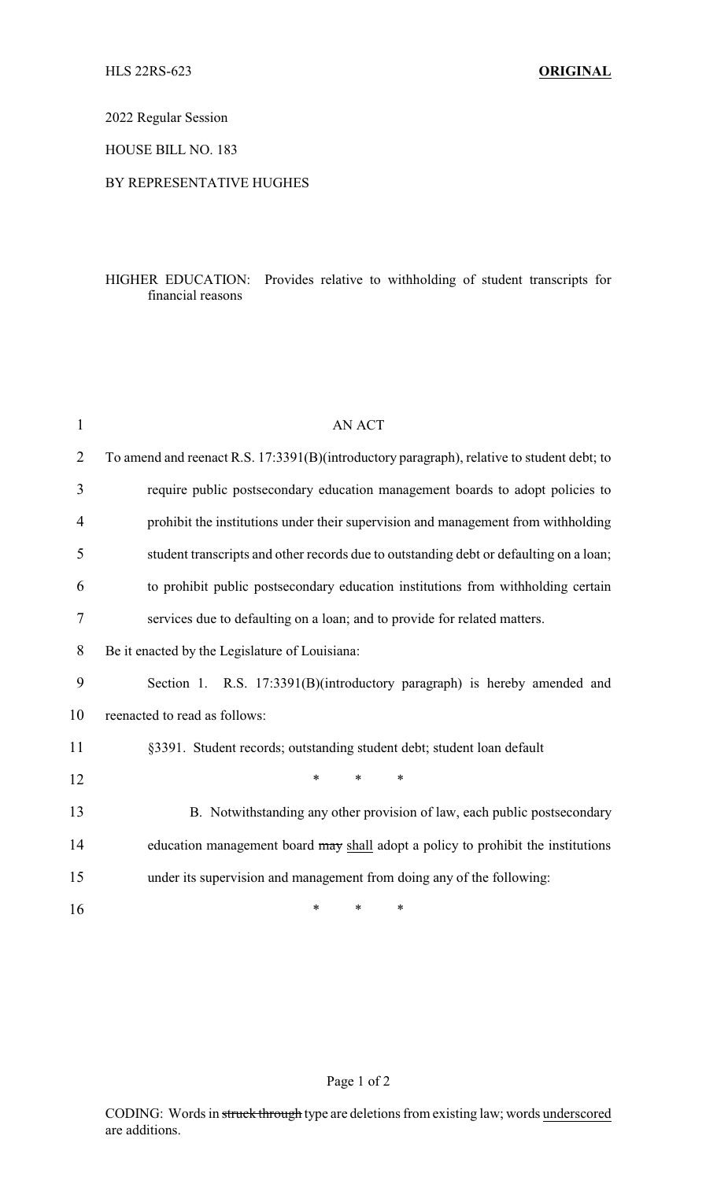HLS 22RS-623 **ORIGINAL**

2022 Regular Session

HOUSE BILL NO. 183

BY REPRESENTATIVE HUGHES

HIGHER EDUCATION: Provides relative to withholding of student transcripts for financial reasons

AN ACT

To amend and reenact R.S. 17:3391(B)(introductory paragraph), relative to student debt; to require public postsecondary education management boards to adopt policies to prohibit the institutions under their supervision and management from withholding student transcripts and other records due to outstanding debt or defaulting on a loan; to prohibit public postsecondary education institutions from withholding certain services due to defaulting on a loan; and to provide for related matters.

Be it enacted by the Legislature of Louisiana:

Section 1. R.S. 17:3391(B)(introductory paragraph) is hereby amended and reenacted to read as follows:

§3391. Student records; outstanding student debt; student loan default

\* \* \*

B. Notwithstanding any other provision of law, each public postsecondary education management board ~~may~~ <u>shall</u> adopt a policy to prohibit the institutions under its supervision and management from doing any of the following:

\* \* \*

CODING: Words in ~~struck through~~ type are deletions from existing law; words <u>underscored</u> are additions.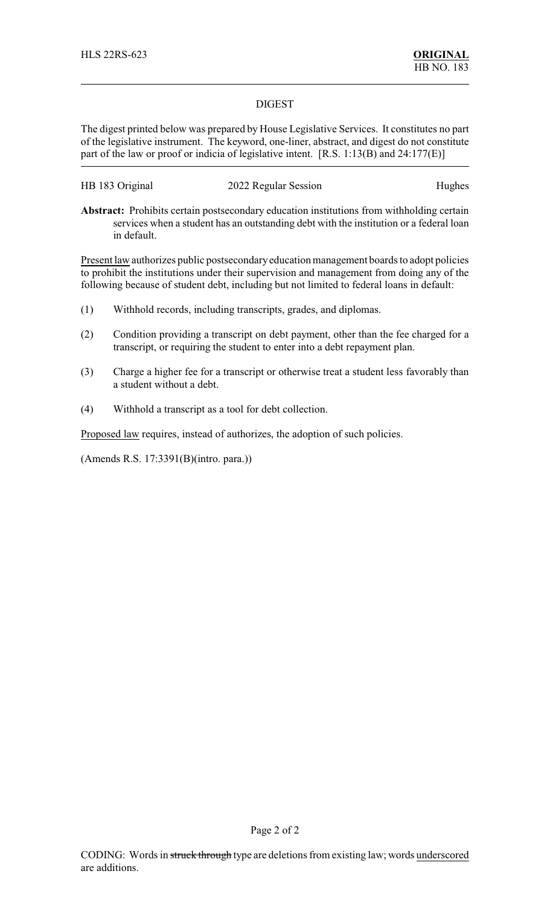HLS 22RS-623 **ORIGINAL**
HB NO. 183

## DIGEST

The digest printed below was prepared by House Legislative Services. It constitutes no part of the legislative instrument. The keyword, one-liner, abstract, and digest do not constitute part of the law or proof or indicia of legislative intent. [R.S. 1:13(B) and 24:177(E)]

HB 183 Original 2022 Regular Session Hughes

**Abstract:** Prohibits certain postsecondary education institutions from withholding certain services when a student has an outstanding debt with the institution or a federal loan in default.

Present law authorizes public postsecondary education management boards to adopt policies to prohibit the institutions under their supervision and management from doing any of the following because of student debt, including but not limited to federal loans in default:

(1) Withhold records, including transcripts, grades, and diplomas.

(2) Condition providing a transcript on debt payment, other than the fee charged for a transcript, or requiring the student to enter into a debt repayment plan.

(3) Charge a higher fee for a transcript or otherwise treat a student less favorably than a student without a debt.

(4) Withhold a transcript as a tool for debt collection.

Proposed law requires, instead of authorizes, the adoption of such policies.

(Amends R.S. 17:3391(B)(intro. para.))

CODING: Words in ~~struck through~~ type are deletions from existing law; words underscored are additions.